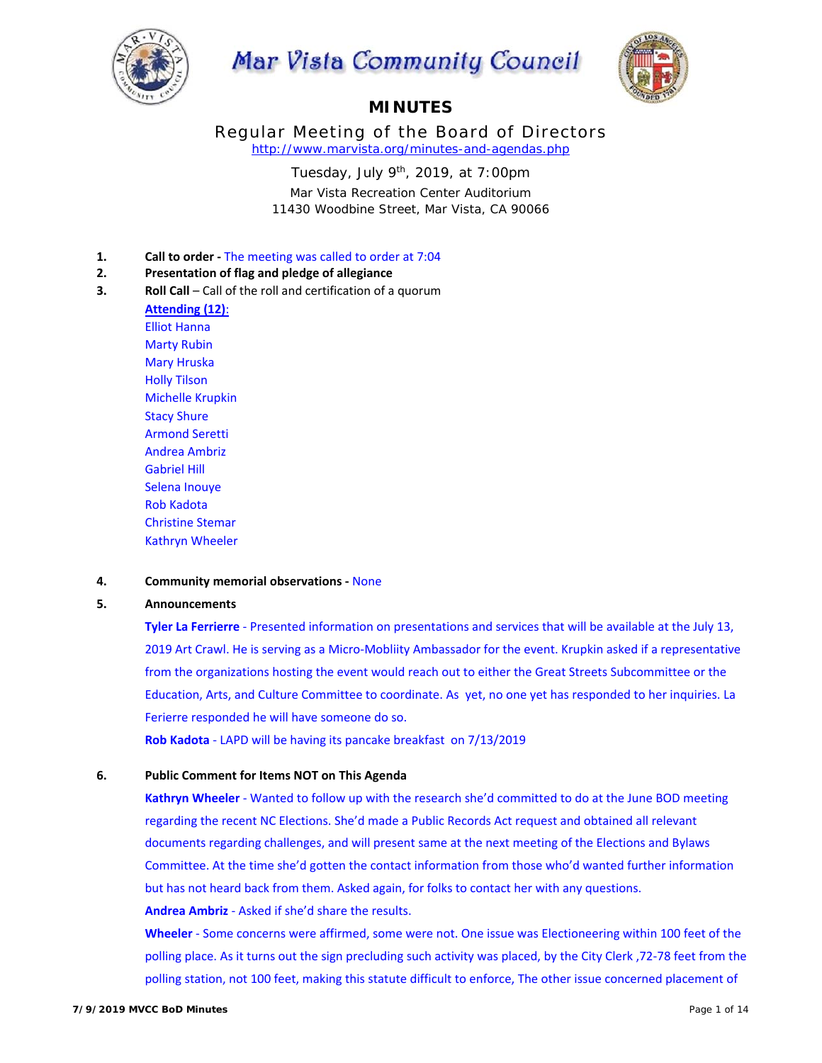# Mar Vista Community Council

## MINUTES

### Regular Meeting of the Board of Directors

http://www.marvista.org/minutes-and-agendas.php

Tuesday, July 9th, 2019, at 7:00pm
Mar Vista Recreation Center Auditorium
11430 Woodbine Street, Mar Vista, CA 90066

1. **Call to order -** The meeting was called to order at 7:04
2. **Presentation of flag and pledge of allegiance**
3. **Roll Call** – Call of the roll and certification of a quorum

   **Attending (12):**
   Elliot Hanna
   Marty Rubin
   Mary Hruska
   Holly Tilson
   Michelle Krupkin
   Stacy Shure
   Armond Seretti
   Andrea Ambriz
   Gabriel Hill
   Selena Inouye
   Rob Kadota
   Christine Stemar
   Kathryn Wheeler

4. **Community memorial observations -** None

5. **Announcements**

   **Tyler La Ferrierre** - Presented information on presentations and services that will be available at the July 13, 2019 Art Crawl. He is serving as a Micro-Mobliity Ambassador for the event. Krupkin asked if a representative from the organizations hosting the event would reach out to either the Great Streets Subcommittee or the Education, Arts, and Culture Committee to coordinate. As yet, no one yet has responded to her inquiries. La Ferierre responded he will have someone do so.

   **Rob Kadota** - LAPD will be having its pancake breakfast on 7/13/2019

6. **Public Comment for Items NOT on This Agenda**

   **Kathryn Wheeler** - Wanted to follow up with the research she'd committed to do at the June BOD meeting regarding the recent NC Elections. She'd made a Public Records Act request and obtained all relevant documents regarding challenges, and will present same at the next meeting of the Elections and Bylaws Committee. At the time she'd gotten the contact information from those who'd wanted further information but has not heard back from them. Asked again, for folks to contact her with any questions.

   **Andrea Ambriz** - Asked if she'd share the results.

   **Wheeler** - Some concerns were affirmed, some were not. One issue was Electioneering within 100 feet of the polling place. As it turns out the sign precluding such activity was placed, by the City Clerk ,72-78 feet from the polling station, not 100 feet, making this statute difficult to enforce, The other issue concerned placement of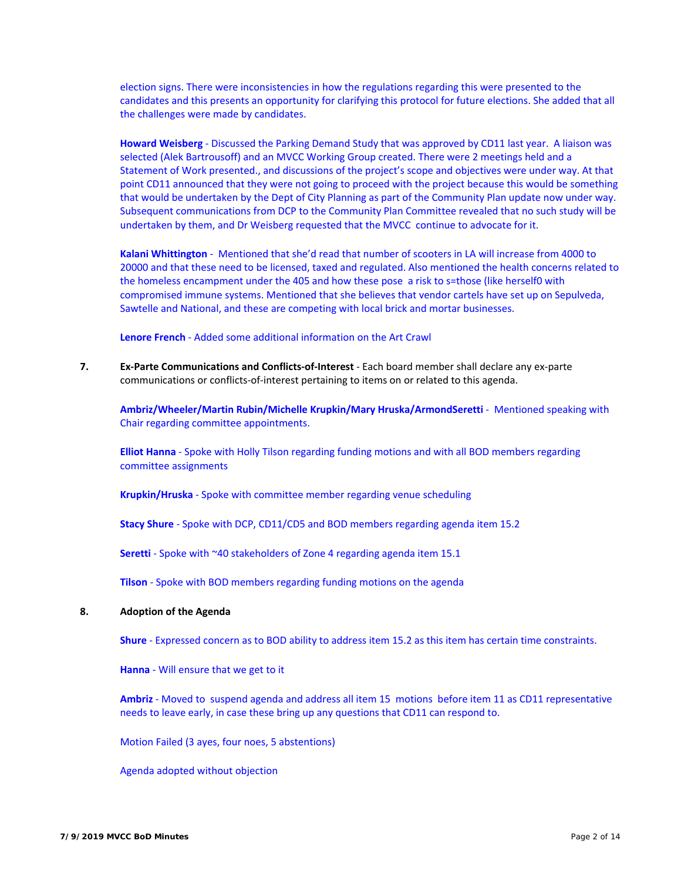election signs. There were inconsistencies in how the regulations regarding this were presented to the candidates and this presents an opportunity for clarifying this protocol for future elections. She added that all the challenges were made by candidates.

**Howard Weisberg** - Discussed the Parking Demand Study that was approved by CD11 last year. A liaison was selected (Alek Bartrousoff) and an MVCC Working Group created. There were 2 meetings held and a Statement of Work presented., and discussions of the project's scope and objectives were under way. At that point CD11 announced that they were not going to proceed with the project because this would be something that would be undertaken by the Dept of City Planning as part of the Community Plan update now under way. Subsequent communications from DCP to the Community Plan Committee revealed that no such study will be undertaken by them, and Dr Weisberg requested that the MVCC continue to advocate for it.

**Kalani Whittington** - Mentioned that she'd read that number of scooters in LA will increase from 4000 to 20000 and that these need to be licensed, taxed and regulated. Also mentioned the health concerns related to the homeless encampment under the 405 and how these pose a risk to s=those (like herself0 with compromised immune systems. Mentioned that she believes that vendor cartels have set up on Sepulveda, Sawtelle and National, and these are competing with local brick and mortar businesses.

**Lenore French** - Added some additional information on the Art Crawl

**7. Ex-Parte Communications and Conflicts-of-Interest** - Each board member shall declare any ex-parte communications or conflicts-of-interest pertaining to items on or related to this agenda.

**Ambriz/Wheeler/Martin Rubin/Michelle Krupkin/Mary Hruska/ArmondSeretti** - Mentioned speaking with Chair regarding committee appointments.

**Elliot Hanna** - Spoke with Holly Tilson regarding funding motions and with all BOD members regarding committee assignments

**Krupkin/Hruska** - Spoke with committee member regarding venue scheduling

**Stacy Shure** - Spoke with DCP, CD11/CD5 and BOD members regarding agenda item 15.2

**Seretti** - Spoke with ~40 stakeholders of Zone 4 regarding agenda item 15.1

**Tilson** - Spoke with BOD members regarding funding motions on the agenda

**8. Adoption of the Agenda**

**Shure** - Expressed concern as to BOD ability to address item 15.2 as this item has certain time constraints.

**Hanna** - Will ensure that we get to it

**Ambriz** - Moved to suspend agenda and address all item 15 motions before item 11 as CD11 representative needs to leave early, in case these bring up any questions that CD11 can respond to.

Motion Failed (3 ayes, four noes, 5 abstentions)

Agenda adopted without objection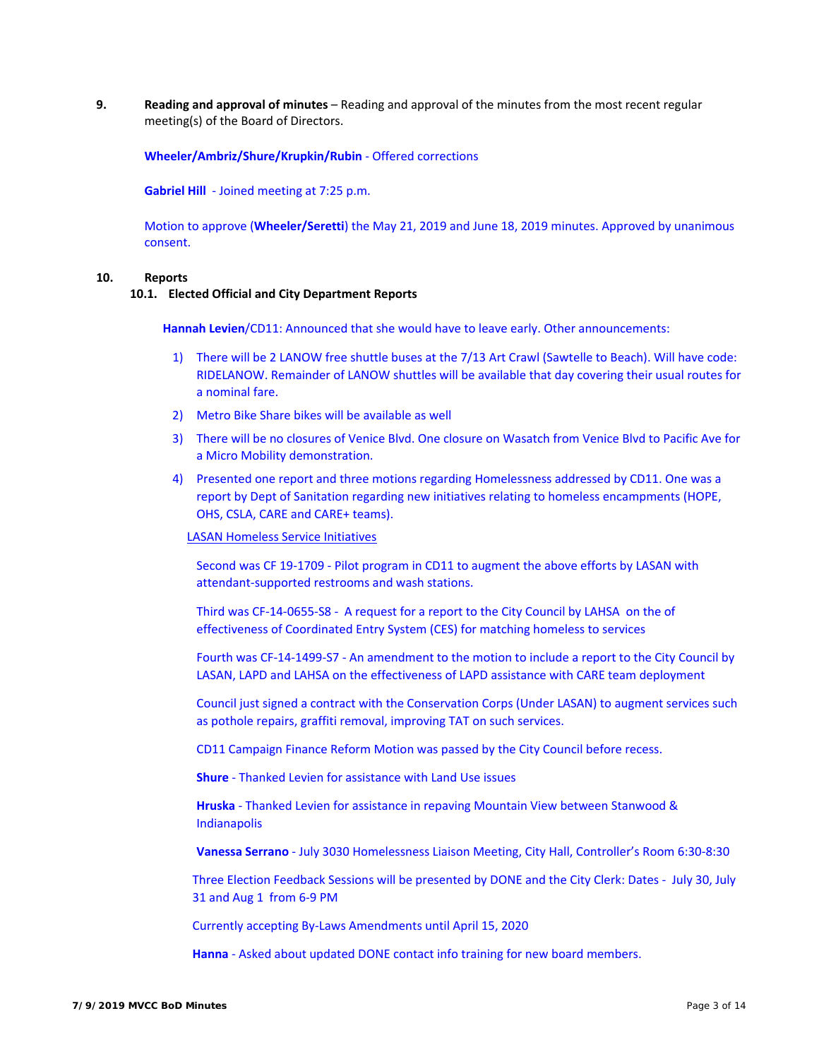**9.** **Reading and approval of minutes** – Reading and approval of the minutes from the most recent regular meeting(s) of the Board of Directors.

**Wheeler/Ambriz/Shure/Krupkin/Rubin** - Offered corrections

**Gabriel Hill** - Joined meeting at 7:25 p.m.

Motion to approve (**Wheeler/Seretti**) the May 21, 2019 and June 18, 2019 minutes. Approved by unanimous consent.

**10.** **Reports**

**10.1. Elected Official and City Department Reports**

**Hannah Levien**/CD11: Announced that she would have to leave early. Other announcements:

1) There will be 2 LANOW free shuttle buses at the 7/13 Art Crawl (Sawtelle to Beach). Will have code: RIDELANOW. Remainder of LANOW shuttles will be available that day covering their usual routes for a nominal fare.
2) Metro Bike Share bikes will be available as well
3) There will be no closures of Venice Blvd. One closure on Wasatch from Venice Blvd to Pacific Ave for a Micro Mobility demonstration.
4) Presented one report and three motions regarding Homelessness addressed by CD11. One was a report by Dept of Sanitation regarding new initiatives relating to homeless encampments (HOPE, OHS, CSLA, CARE and CARE+ teams).

LASAN Homeless Service Initiatives

Second was CF 19-1709 - Pilot program in CD11 to augment the above efforts by LASAN with attendant-supported restrooms and wash stations.

Third was CF-14-0655-S8 - A request for a report to the City Council by LAHSA on the of effectiveness of Coordinated Entry System (CES) for matching homeless to services

Fourth was CF-14-1499-S7 - An amendment to the motion to include a report to the City Council by LASAN, LAPD and LAHSA on the effectiveness of LAPD assistance with CARE team deployment

Council just signed a contract with the Conservation Corps (Under LASAN) to augment services such as pothole repairs, graffiti removal, improving TAT on such services.

CD11 Campaign Finance Reform Motion was passed by the City Council before recess.

**Shure** - Thanked Levien for assistance with Land Use issues

**Hruska** - Thanked Levien for assistance in repaving Mountain View between Stanwood & Indianapolis

**Vanessa Serrano** - July 3030 Homelessness Liaison Meeting, City Hall, Controller's Room 6:30-8:30

Three Election Feedback Sessions will be presented by DONE and the City Clerk: Dates - July 30, July 31 and Aug 1 from 6-9 PM

Currently accepting By-Laws Amendments until April 15, 2020

**Hanna** - Asked about updated DONE contact info training for new board members.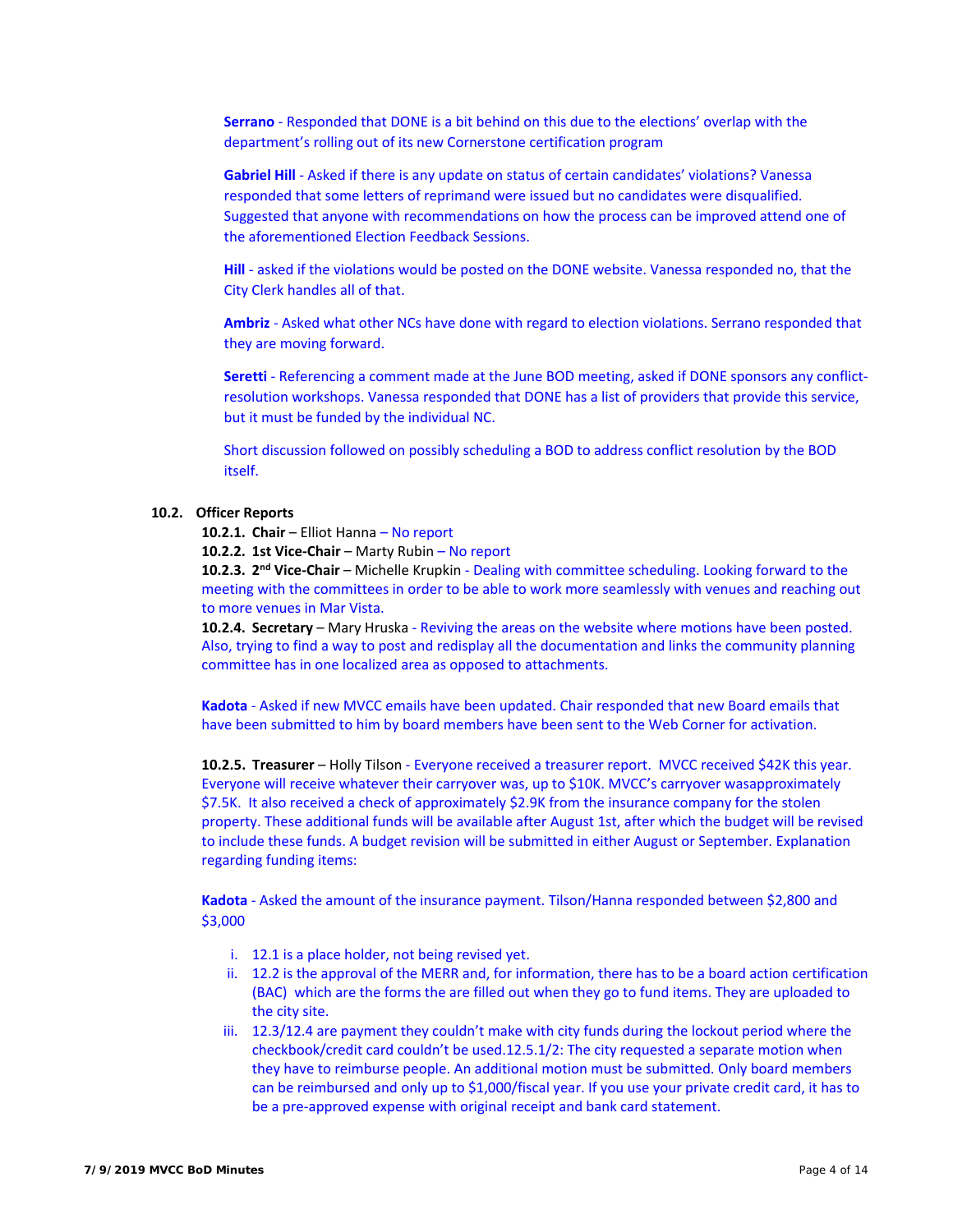**Serrano** - Responded that DONE is a bit behind on this due to the elections' overlap with the department's rolling out of its new Cornerstone certification program

**Gabriel Hill** - Asked if there is any update on status of certain candidates' violations? Vanessa responded that some letters of reprimand were issued but no candidates were disqualified. Suggested that anyone with recommendations on how the process can be improved attend one of the aforementioned Election Feedback Sessions.

**Hill** - asked if the violations would be posted on the DONE website. Vanessa responded no, that the City Clerk handles all of that.

**Ambriz** - Asked what other NCs have done with regard to election violations. Serrano responded that they are moving forward.

**Seretti** - Referencing a comment made at the June BOD meeting, asked if DONE sponsors any conflict-resolution workshops. Vanessa responded that DONE has a list of providers that provide this service, but it must be funded by the individual NC.

Short discussion followed on possibly scheduling a BOD to address conflict resolution by the BOD itself.

**10.2. Officer Reports**

**10.2.1. Chair** – Elliot Hanna – No report

**10.2.2. 1st Vice-Chair** – Marty Rubin – No report

**10.2.3. 2nd Vice-Chair** – Michelle Krupkin - Dealing with committee scheduling. Looking forward to the meeting with the committees in order to be able to work more seamlessly with venues and reaching out to more venues in Mar Vista.

**10.2.4. Secretary** – Mary Hruska - Reviving the areas on the website where motions have been posted. Also, trying to find a way to post and redisplay all the documentation and links the community planning committee has in one localized area as opposed to attachments.

**Kadota** - Asked if new MVCC emails have been updated. Chair responded that new Board emails that have been submitted to him by board members have been sent to the Web Corner for activation.

**10.2.5. Treasurer** – Holly Tilson - Everyone received a treasurer report. MVCC received $42K this year. Everyone will receive whatever their carryover was, up to $10K. MVCC's carryover wasapproximately $7.5K. It also received a check of approximately $2.9K from the insurance company for the stolen property. These additional funds will be available after August 1st, after which the budget will be revised to include these funds. A budget revision will be submitted in either August or September. Explanation regarding funding items:

**Kadota** - Asked the amount of the insurance payment. Tilson/Hanna responded between $2,800 and $3,000

i. 12.1 is a place holder, not being revised yet.
ii. 12.2 is the approval of the MERR and, for information, there has to be a board action certification (BAC) which are the forms the are filled out when they go to fund items. They are uploaded to the city site.
iii. 12.3/12.4 are payment they couldn't make with city funds during the lockout period where the checkbook/credit card couldn't be used.12.5.1/2: The city requested a separate motion when they have to reimburse people. An additional motion must be submitted. Only board members can be reimbursed and only up to $1,000/fiscal year. If you use your private credit card, it has to be a pre-approved expense with original receipt and bank card statement.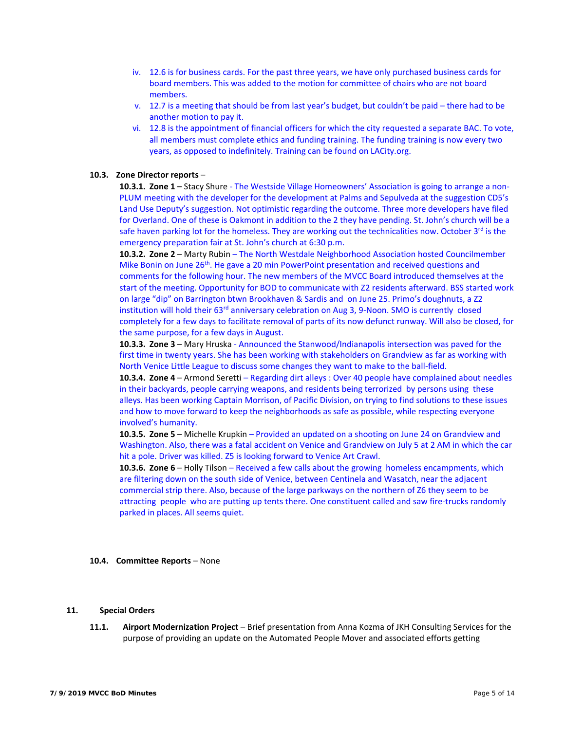iv. 12.6 is for business cards. For the past three years, we have only purchased business cards for board members. This was added to the motion for committee of chairs who are not board members.

v. 12.7 is a meeting that should be from last year's budget, but couldn't be paid – there had to be another motion to pay it.

vi. 12.8 is the appointment of financial officers for which the city requested a separate BAC. To vote, all members must complete ethics and funding training. The funding training is now every two years, as opposed to indefinitely. Training can be found on LACity.org.

**10.3. Zone Director reports** –

**10.3.1. Zone 1** – Stacy Shure - The Westside Village Homeowners' Association is going to arrange a non-PLUM meeting with the developer for the development at Palms and Sepulveda at the suggestion CD5's Land Use Deputy's suggestion. Not optimistic regarding the outcome. Three more developers have filed for Overland. One of these is Oakmont in addition to the 2 they have pending. St. John's church will be a safe haven parking lot for the homeless. They are working out the technicalities now. October 3rd is the emergency preparation fair at St. John's church at 6:30 p.m.

**10.3.2. Zone 2** – Marty Rubin – The North Westdale Neighborhood Association hosted Councilmember Mike Bonin on June 26th. He gave a 20 min PowerPoint presentation and received questions and comments for the following hour. The new members of the MVCC Board introduced themselves at the start of the meeting. Opportunity for BOD to communicate with Z2 residents afterward. BSS started work on large "dip" on Barrington btwn Brookhaven & Sardis and on June 25. Primo's doughnuts, a Z2 institution will hold their 63rd anniversary celebration on Aug 3, 9-Noon. SMO is currently closed completely for a few days to facilitate removal of parts of its now defunct runway. Will also be closed, for the same purpose, for a few days in August.

**10.3.3. Zone 3** – Mary Hruska - Announced the Stanwood/Indianapolis intersection was paved for the first time in twenty years. She has been working with stakeholders on Grandview as far as working with North Venice Little League to discuss some changes they want to make to the ball-field.

**10.3.4. Zone 4** – Armond Seretti – Regarding dirt alleys : Over 40 people have complained about needles in their backyards, people carrying weapons, and residents being terrorized by persons using these alleys. Has been working Captain Morrison, of Pacific Division, on trying to find solutions to these issues and how to move forward to keep the neighborhoods as safe as possible, while respecting everyone involved's humanity.

**10.3.5. Zone 5** – Michelle Krupkin – Provided an updated on a shooting on June 24 on Grandview and Washington. Also, there was a fatal accident on Venice and Grandview on July 5 at 2 AM in which the car hit a pole. Driver was killed. Z5 is looking forward to Venice Art Crawl.

**10.3.6. Zone 6** – Holly Tilson – Received a few calls about the growing homeless encampments, which are filtering down on the south side of Venice, between Centinela and Wasatch, near the adjacent commercial strip there. Also, because of the large parkways on the northern of Z6 they seem to be attracting people who are putting up tents there. One constituent called and saw fire-trucks randomly parked in places. All seems quiet.

**10.4. Committee Reports** – None

## 11. Special Orders

**11.1. Airport Modernization Project** – Brief presentation from Anna Kozma of JKH Consulting Services for the purpose of providing an update on the Automated People Mover and associated efforts getting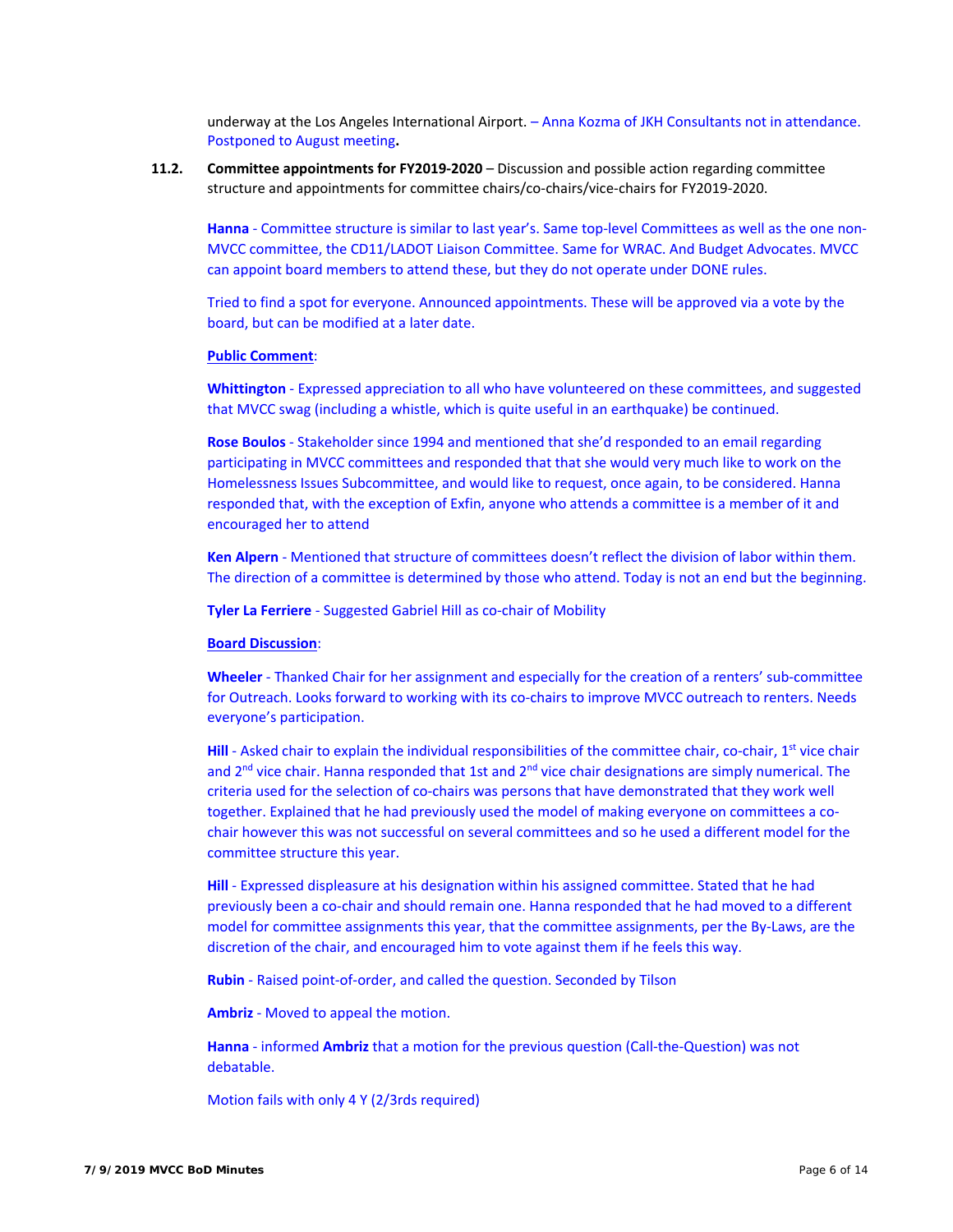underway at the Los Angeles International Airport. – Anna Kozma of JKH Consultants not in attendance. Postponed to August meeting**.**

**11.2. Committee appointments for FY2019-2020** – Discussion and possible action regarding committee structure and appointments for committee chairs/co-chairs/vice-chairs for FY2019-2020.

**Hanna** - Committee structure is similar to last year's. Same top-level Committees as well as the one non-MVCC committee, the CD11/LADOT Liaison Committee. Same for WRAC. And Budget Advocates. MVCC can appoint board members to attend these, but they do not operate under DONE rules.

Tried to find a spot for everyone. Announced appointments. These will be approved via a vote by the board, but can be modified at a later date.

**Public Comment**:

**Whittington** - Expressed appreciation to all who have volunteered on these committees, and suggested that MVCC swag (including a whistle, which is quite useful in an earthquake) be continued.

**Rose Boulos** - Stakeholder since 1994 and mentioned that she'd responded to an email regarding participating in MVCC committees and responded that that she would very much like to work on the Homelessness Issues Subcommittee, and would like to request, once again, to be considered. Hanna responded that, with the exception of Exfin, anyone who attends a committee is a member of it and encouraged her to attend

**Ken Alpern** - Mentioned that structure of committees doesn't reflect the division of labor within them. The direction of a committee is determined by those who attend. Today is not an end but the beginning.

**Tyler La Ferriere** - Suggested Gabriel Hill as co-chair of Mobility

**Board Discussion**:

**Wheeler** - Thanked Chair for her assignment and especially for the creation of a renters' sub-committee for Outreach. Looks forward to working with its co-chairs to improve MVCC outreach to renters. Needs everyone's participation.

**Hill** - Asked chair to explain the individual responsibilities of the committee chair, co-chair, 1st vice chair and 2nd vice chair. Hanna responded that 1st and 2nd vice chair designations are simply numerical. The criteria used for the selection of co-chairs was persons that have demonstrated that they work well together. Explained that he had previously used the model of making everyone on committees a co-chair however this was not successful on several committees and so he used a different model for the committee structure this year.

**Hill** - Expressed displeasure at his designation within his assigned committee. Stated that he had previously been a co-chair and should remain one. Hanna responded that he had moved to a different model for committee assignments this year, that the committee assignments, per the By-Laws, are the discretion of the chair, and encouraged him to vote against them if he feels this way.

**Rubin** - Raised point-of-order, and called the question. Seconded by Tilson

**Ambriz** - Moved to appeal the motion.

**Hanna** - informed **Ambriz** that a motion for the previous question (Call-the-Question) was not debatable.

Motion fails with only 4 Y (2/3rds required)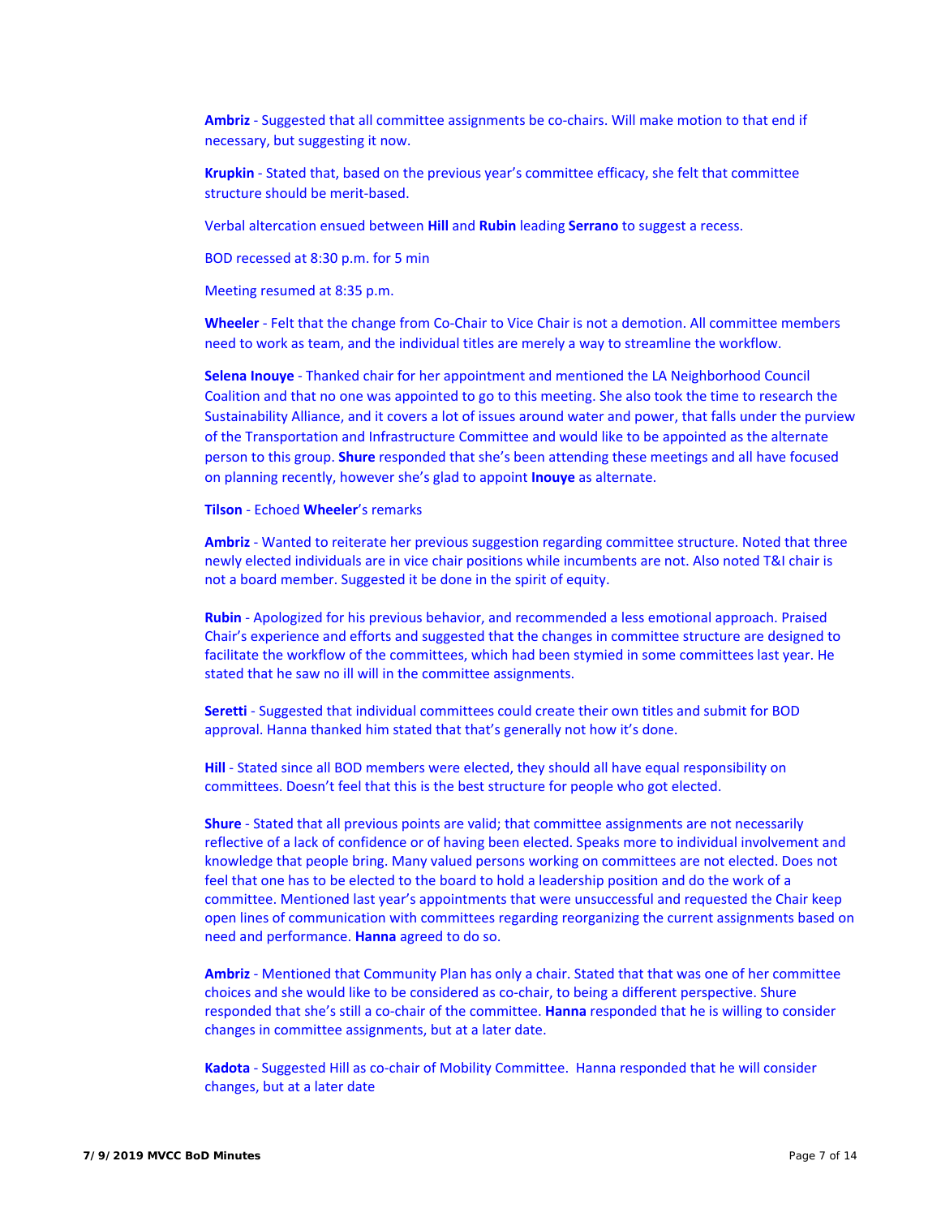**Ambriz** - Suggested that all committee assignments be co-chairs. Will make motion to that end if necessary, but suggesting it now.

**Krupkin** - Stated that, based on the previous year's committee efficacy, she felt that committee structure should be merit-based.

Verbal altercation ensued between **Hill** and **Rubin** leading **Serrano** to suggest a recess.

BOD recessed at 8:30 p.m. for 5 min

Meeting resumed at 8:35 p.m.

**Wheeler** - Felt that the change from Co-Chair to Vice Chair is not a demotion. All committee members need to work as team, and the individual titles are merely a way to streamline the workflow.

**Selena Inouye** - Thanked chair for her appointment and mentioned the LA Neighborhood Council Coalition and that no one was appointed to go to this meeting. She also took the time to research the Sustainability Alliance, and it covers a lot of issues around water and power, that falls under the purview of the Transportation and Infrastructure Committee and would like to be appointed as the alternate person to this group. **Shure** responded that she's been attending these meetings and all have focused on planning recently, however she's glad to appoint **Inouye** as alternate.

**Tilson** - Echoed **Wheeler**'s remarks

**Ambriz** - Wanted to reiterate her previous suggestion regarding committee structure. Noted that three newly elected individuals are in vice chair positions while incumbents are not. Also noted T&I chair is not a board member. Suggested it be done in the spirit of equity.

**Rubin** - Apologized for his previous behavior, and recommended a less emotional approach. Praised Chair's experience and efforts and suggested that the changes in committee structure are designed to facilitate the workflow of the committees, which had been stymied in some committees last year. He stated that he saw no ill will in the committee assignments.

**Seretti** - Suggested that individual committees could create their own titles and submit for BOD approval. Hanna thanked him stated that that's generally not how it's done.

**Hill** - Stated since all BOD members were elected, they should all have equal responsibility on committees. Doesn't feel that this is the best structure for people who got elected.

**Shure** - Stated that all previous points are valid; that committee assignments are not necessarily reflective of a lack of confidence or of having been elected. Speaks more to individual involvement and knowledge that people bring. Many valued persons working on committees are not elected. Does not feel that one has to be elected to the board to hold a leadership position and do the work of a committee. Mentioned last year's appointments that were unsuccessful and requested the Chair keep open lines of communication with committees regarding reorganizing the current assignments based on need and performance. **Hanna** agreed to do so.

**Ambriz** - Mentioned that Community Plan has only a chair. Stated that that was one of her committee choices and she would like to be considered as co-chair, to being a different perspective. Shure responded that she's still a co-chair of the committee. **Hanna** responded that he is willing to consider changes in committee assignments, but at a later date.

**Kadota** - Suggested Hill as co-chair of Mobility Committee. Hanna responded that he will consider changes, but at a later date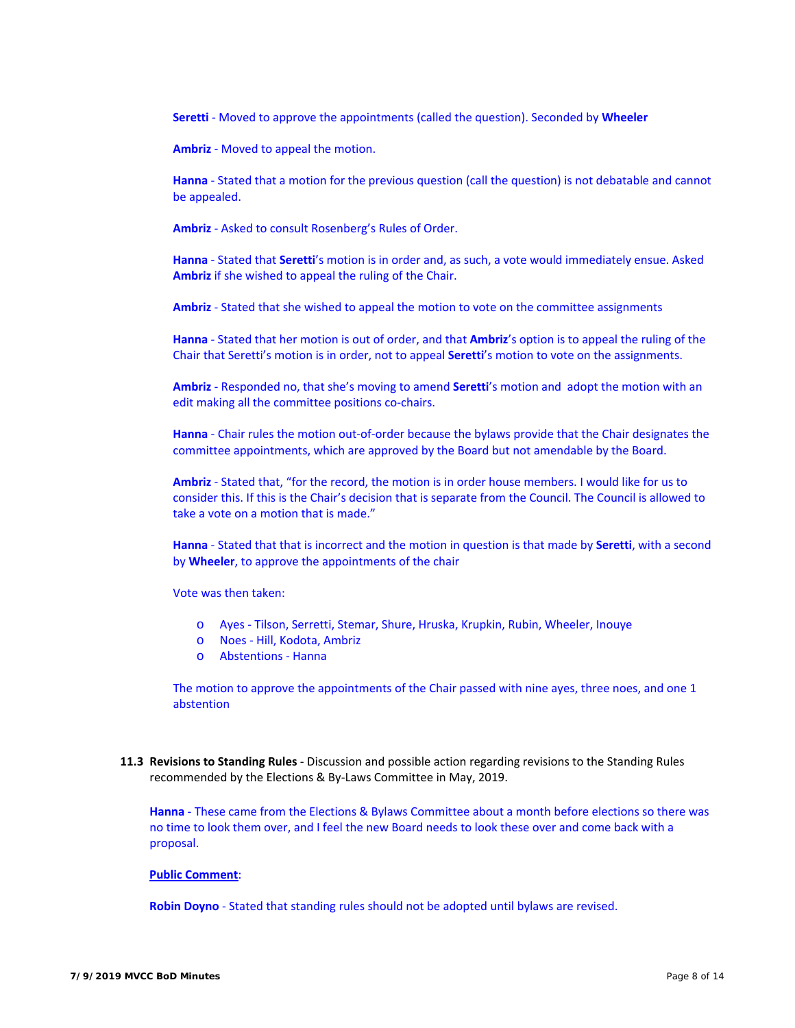**Seretti** - Moved to approve the appointments (called the question). Seconded by **Wheeler**

**Ambriz** - Moved to appeal the motion.

**Hanna** - Stated that a motion for the previous question (call the question) is not debatable and cannot be appealed.

**Ambriz** - Asked to consult Rosenberg's Rules of Order.

**Hanna** - Stated that **Seretti**'s motion is in order and, as such, a vote would immediately ensue. Asked **Ambriz** if she wished to appeal the ruling of the Chair.

**Ambriz** - Stated that she wished to appeal the motion to vote on the committee assignments

**Hanna** - Stated that her motion is out of order, and that **Ambriz**'s option is to appeal the ruling of the Chair that Seretti's motion is in order, not to appeal **Seretti**'s motion to vote on the assignments.

**Ambriz** - Responded no, that she's moving to amend **Seretti**'s motion and adopt the motion with an edit making all the committee positions co-chairs.

**Hanna** - Chair rules the motion out-of-order because the bylaws provide that the Chair designates the committee appointments, which are approved by the Board but not amendable by the Board.

**Ambriz** - Stated that, "for the record, the motion is in order house members. I would like for us to consider this. If this is the Chair's decision that is separate from the Council. The Council is allowed to take a vote on a motion that is made."

**Hanna** - Stated that that is incorrect and the motion in question is that made by **Seretti**, with a second by **Wheeler**, to approve the appointments of the chair

Vote was then taken:

- Ayes - Tilson, Serretti, Stemar, Shure, Hruska, Krupkin, Rubin, Wheeler, Inouye
- Noes - Hill, Kodota, Ambriz
- Abstentions - Hanna

The motion to approve the appointments of the Chair passed with nine ayes, three noes, and one 1 abstention

**11.3 Revisions to Standing Rules** - Discussion and possible action regarding revisions to the Standing Rules recommended by the Elections & By-Laws Committee in May, 2019.

**Hanna** - These came from the Elections & Bylaws Committee about a month before elections so there was no time to look them over, and I feel the new Board needs to look these over and come back with a proposal.

**Public Comment**:

**Robin Doyno** - Stated that standing rules should not be adopted until bylaws are revised.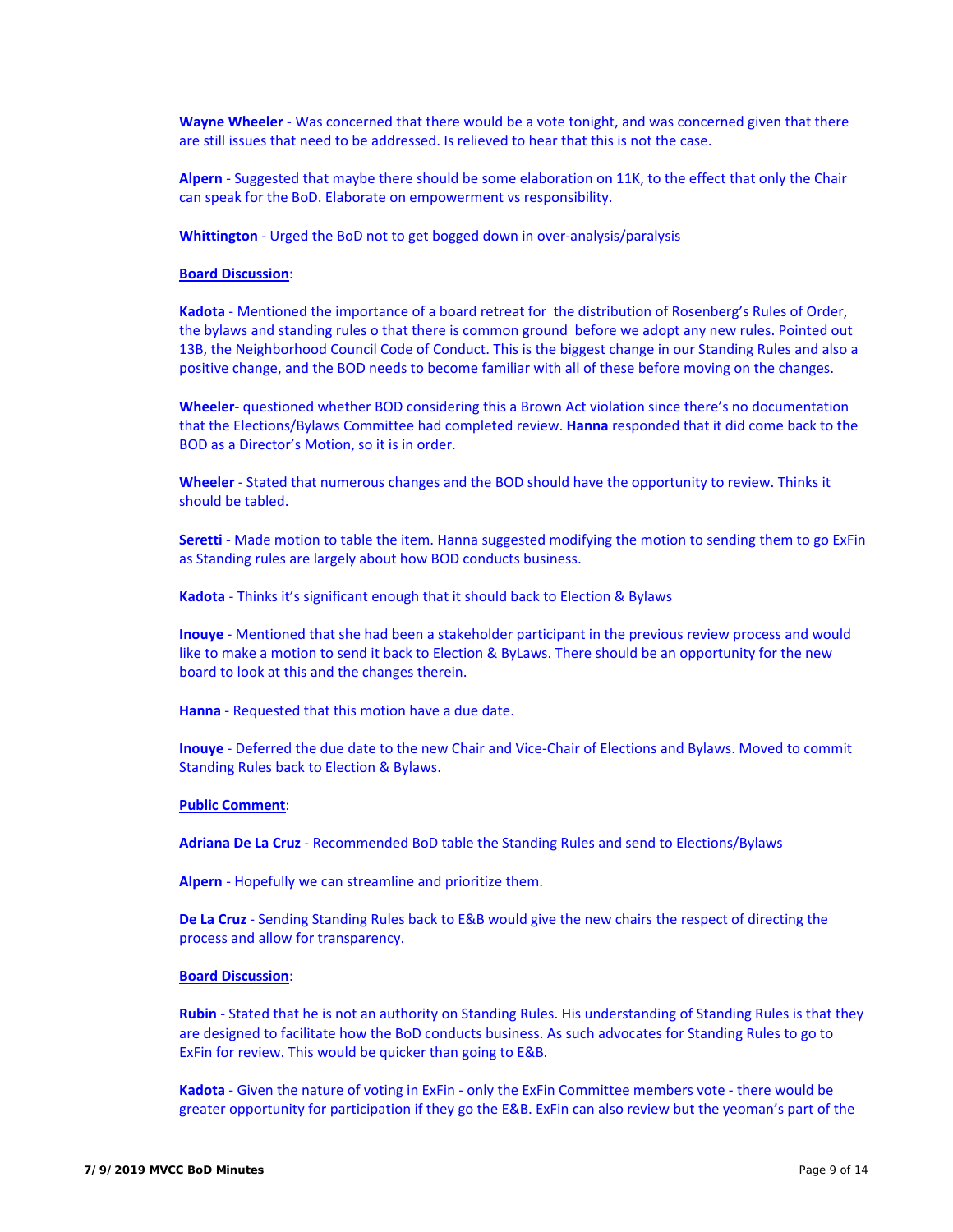**Wayne Wheeler** - Was concerned that there would be a vote tonight, and was concerned given that there are still issues that need to be addressed. Is relieved to hear that this is not the case.

**Alpern** - Suggested that maybe there should be some elaboration on 11K, to the effect that only the Chair can speak for the BoD. Elaborate on empowerment vs responsibility.

**Whittington** - Urged the BoD not to get bogged down in over-analysis/paralysis

**Board Discussion**:

**Kadota** - Mentioned the importance of a board retreat for the distribution of Rosenberg's Rules of Order, the bylaws and standing rules o that there is common ground before we adopt any new rules. Pointed out 13B, the Neighborhood Council Code of Conduct. This is the biggest change in our Standing Rules and also a positive change, and the BOD needs to become familiar with all of these before moving on the changes.

**Wheeler**- questioned whether BOD considering this a Brown Act violation since there's no documentation that the Elections/Bylaws Committee had completed review. **Hanna** responded that it did come back to the BOD as a Director's Motion, so it is in order.

**Wheeler** - Stated that numerous changes and the BOD should have the opportunity to review. Thinks it should be tabled.

**Seretti** - Made motion to table the item. Hanna suggested modifying the motion to sending them to go ExFin as Standing rules are largely about how BOD conducts business.

**Kadota** - Thinks it's significant enough that it should back to Election & Bylaws

**Inouye** - Mentioned that she had been a stakeholder participant in the previous review process and would like to make a motion to send it back to Election & ByLaws. There should be an opportunity for the new board to look at this and the changes therein.

**Hanna** - Requested that this motion have a due date.

**Inouye** - Deferred the due date to the new Chair and Vice-Chair of Elections and Bylaws. Moved to commit Standing Rules back to Election & Bylaws.

**Public Comment**:

**Adriana De La Cruz** - Recommended BoD table the Standing Rules and send to Elections/Bylaws

**Alpern** - Hopefully we can streamline and prioritize them.

**De La Cruz** - Sending Standing Rules back to E&B would give the new chairs the respect of directing the process and allow for transparency.

**Board Discussion**:

**Rubin** - Stated that he is not an authority on Standing Rules. His understanding of Standing Rules is that they are designed to facilitate how the BoD conducts business. As such advocates for Standing Rules to go to ExFin for review. This would be quicker than going to E&B.

**Kadota** - Given the nature of voting in ExFin - only the ExFin Committee members vote - there would be greater opportunity for participation if they go the E&B. ExFin can also review but the yeoman's part of the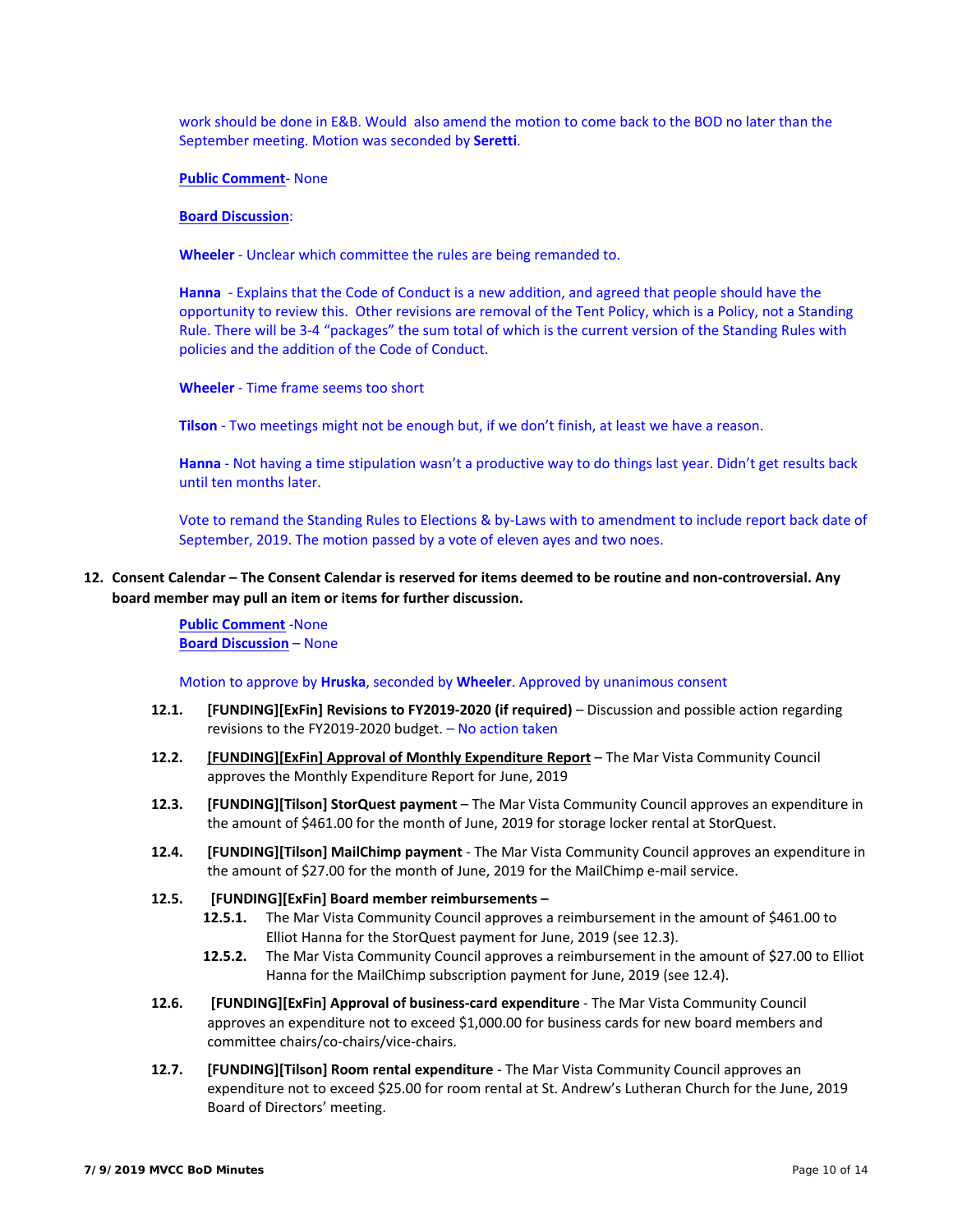work should be done in E&B. Would also amend the motion to come back to the BOD no later than the September meeting. Motion was seconded by **Seretti**.

**Public Comment**- None

**Board Discussion**:

**Wheeler** - Unclear which committee the rules are being remanded to.

**Hanna** - Explains that the Code of Conduct is a new addition, and agreed that people should have the opportunity to review this. Other revisions are removal of the Tent Policy, which is a Policy, not a Standing Rule. There will be 3-4 "packages" the sum total of which is the current version of the Standing Rules with policies and the addition of the Code of Conduct.

**Wheeler** - Time frame seems too short

**Tilson** - Two meetings might not be enough but, if we don't finish, at least we have a reason.

**Hanna** - Not having a time stipulation wasn't a productive way to do things last year. Didn't get results back until ten months later.

Vote to remand the Standing Rules to Elections & by-Laws with to amendment to include report back date of September, 2019. The motion passed by a vote of eleven ayes and two noes.

**12. Consent Calendar – The Consent Calendar is reserved for items deemed to be routine and non-controversial. Any board member may pull an item or items for further discussion.**

**Public Comment** -None
**Board Discussion** – None

Motion to approve by **Hruska**, seconded by **Wheeler**. Approved by unanimous consent

**12.1.** **[FUNDING][ExFin] Revisions to FY2019-2020 (if required)** – Discussion and possible action regarding revisions to the FY2019-2020 budget. – No action taken

**12.2.** **[FUNDING][ExFin] Approval of Monthly Expenditure Report** – The Mar Vista Community Council approves the Monthly Expenditure Report for June, 2019

**12.3.** **[FUNDING][Tilson] StorQuest payment** – The Mar Vista Community Council approves an expenditure in the amount of $461.00 for the month of June, 2019 for storage locker rental at StorQuest.

**12.4.** **[FUNDING][Tilson] MailChimp payment** - The Mar Vista Community Council approves an expenditure in the amount of $27.00 for the month of June, 2019 for the MailChimp e-mail service.

**12.5.** **[FUNDING][ExFin] Board member reimbursements –**

- **12.5.1.** The Mar Vista Community Council approves a reimbursement in the amount of $461.00 to Elliot Hanna for the StorQuest payment for June, 2019 (see 12.3).
- **12.5.2.** The Mar Vista Community Council approves a reimbursement in the amount of $27.00 to Elliot Hanna for the MailChimp subscription payment for June, 2019 (see 12.4).

**12.6.** **[FUNDING][ExFin] Approval of business-card expenditure** - The Mar Vista Community Council approves an expenditure not to exceed $1,000.00 for business cards for new board members and committee chairs/co-chairs/vice-chairs.

**12.7.** **[FUNDING][Tilson] Room rental expenditure** - The Mar Vista Community Council approves an expenditure not to exceed $25.00 for room rental at St. Andrew's Lutheran Church for the June, 2019 Board of Directors' meeting.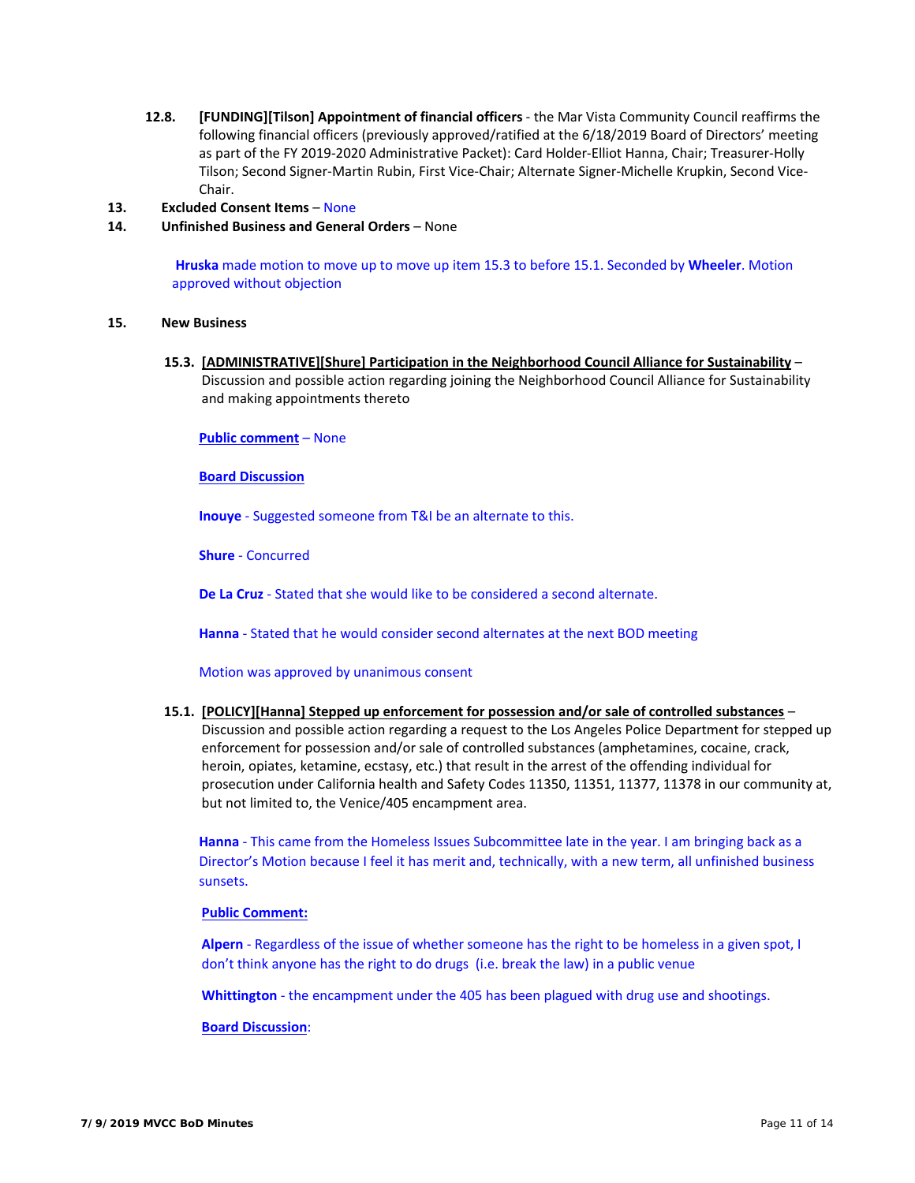**12.8.** **[FUNDING][Tilson] Appointment of financial officers** - the Mar Vista Community Council reaffirms the following financial officers (previously approved/ratified at the 6/18/2019 Board of Directors' meeting as part of the FY 2019-2020 Administrative Packet): Card Holder-Elliot Hanna, Chair; Treasurer-Holly Tilson; Second Signer-Martin Rubin, First Vice-Chair; Alternate Signer-Michelle Krupkin, Second Vice-Chair.

**13.** **Excluded Consent Items** – None

**14.** **Unfinished Business and General Orders** – None

**Hruska** made motion to move up to move up item 15.3 to before 15.1. Seconded by **Wheeler**. Motion approved without objection

**15.** **New Business**

**15.3.** **[ADMINISTRATIVE][Shure] Participation in the Neighborhood Council Alliance for Sustainability** – Discussion and possible action regarding joining the Neighborhood Council Alliance for Sustainability and making appointments thereto

**Public comment** – None

**Board Discussion**

**Inouye** - Suggested someone from T&I be an alternate to this.

**Shure** - Concurred

**De La Cruz** - Stated that she would like to be considered a second alternate.

**Hanna** - Stated that he would consider second alternates at the next BOD meeting

Motion was approved by unanimous consent

**15.1.** **[POLICY][Hanna] Stepped up enforcement for possession and/or sale of controlled substances** – Discussion and possible action regarding a request to the Los Angeles Police Department for stepped up enforcement for possession and/or sale of controlled substances (amphetamines, cocaine, crack, heroin, opiates, ketamine, ecstasy, etc.) that result in the arrest of the offending individual for prosecution under California health and Safety Codes 11350, 11351, 11377, 11378 in our community at, but not limited to, the Venice/405 encampment area.

**Hanna** - This came from the Homeless Issues Subcommittee late in the year. I am bringing back as a Director's Motion because I feel it has merit and, technically, with a new term, all unfinished business sunsets.

**Public Comment:**

**Alpern** - Regardless of the issue of whether someone has the right to be homeless in a given spot, I don't think anyone has the right to do drugs (i.e. break the law) in a public venue

**Whittington** - the encampment under the 405 has been plagued with drug use and shootings.

**Board Discussion**: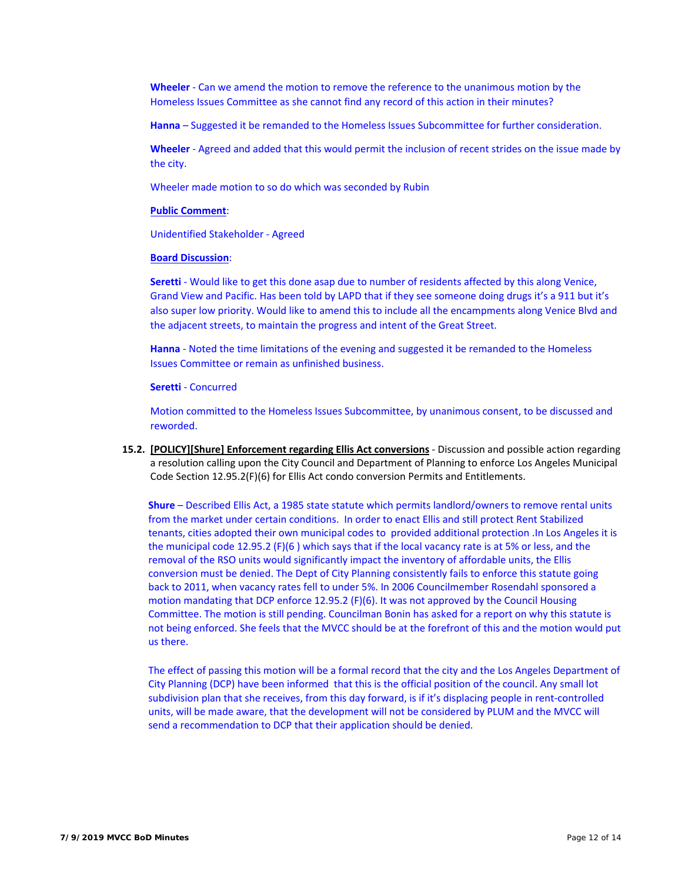**Wheeler** - Can we amend the motion to remove the reference to the unanimous motion by the Homeless Issues Committee as she cannot find any record of this action in their minutes?

**Hanna** – Suggested it be remanded to the Homeless Issues Subcommittee for further consideration.

**Wheeler** - Agreed and added that this would permit the inclusion of recent strides on the issue made by the city.

Wheeler made motion to so do which was seconded by Rubin

**Public Comment**:

Unidentified Stakeholder - Agreed

**Board Discussion**:

**Seretti** - Would like to get this done asap due to number of residents affected by this along Venice, Grand View and Pacific. Has been told by LAPD that if they see someone doing drugs it's a 911 but it's also super low priority. Would like to amend this to include all the encampments along Venice Blvd and the adjacent streets, to maintain the progress and intent of the Great Street.

**Hanna** - Noted the time limitations of the evening and suggested it be remanded to the Homeless Issues Committee or remain as unfinished business.

**Seretti** - Concurred

Motion committed to the Homeless Issues Subcommittee, by unanimous consent, to be discussed and reworded.

**15.2. [POLICY][Shure] Enforcement regarding Ellis Act conversions** - Discussion and possible action regarding a resolution calling upon the City Council and Department of Planning to enforce Los Angeles Municipal Code Section 12.95.2(F)(6) for Ellis Act condo conversion Permits and Entitlements.

**Shure** – Described Ellis Act, a 1985 state statute which permits landlord/owners to remove rental units from the market under certain conditions. In order to enact Ellis and still protect Rent Stabilized tenants, cities adopted their own municipal codes to provided additional protection .In Los Angeles it is the municipal code 12.95.2 (F)(6 ) which says that if the local vacancy rate is at 5% or less, and the removal of the RSO units would significantly impact the inventory of affordable units, the Ellis conversion must be denied. The Dept of City Planning consistently fails to enforce this statute going back to 2011, when vacancy rates fell to under 5%. In 2006 Councilmember Rosendahl sponsored a motion mandating that DCP enforce 12.95.2 (F)(6). It was not approved by the Council Housing Committee. The motion is still pending. Councilman Bonin has asked for a report on why this statute is not being enforced. She feels that the MVCC should be at the forefront of this and the motion would put us there.

The effect of passing this motion will be a formal record that the city and the Los Angeles Department of City Planning (DCP) have been informed that this is the official position of the council. Any small lot subdivision plan that she receives, from this day forward, is if it's displacing people in rent-controlled units, will be made aware, that the development will not be considered by PLUM and the MVCC will send a recommendation to DCP that their application should be denied.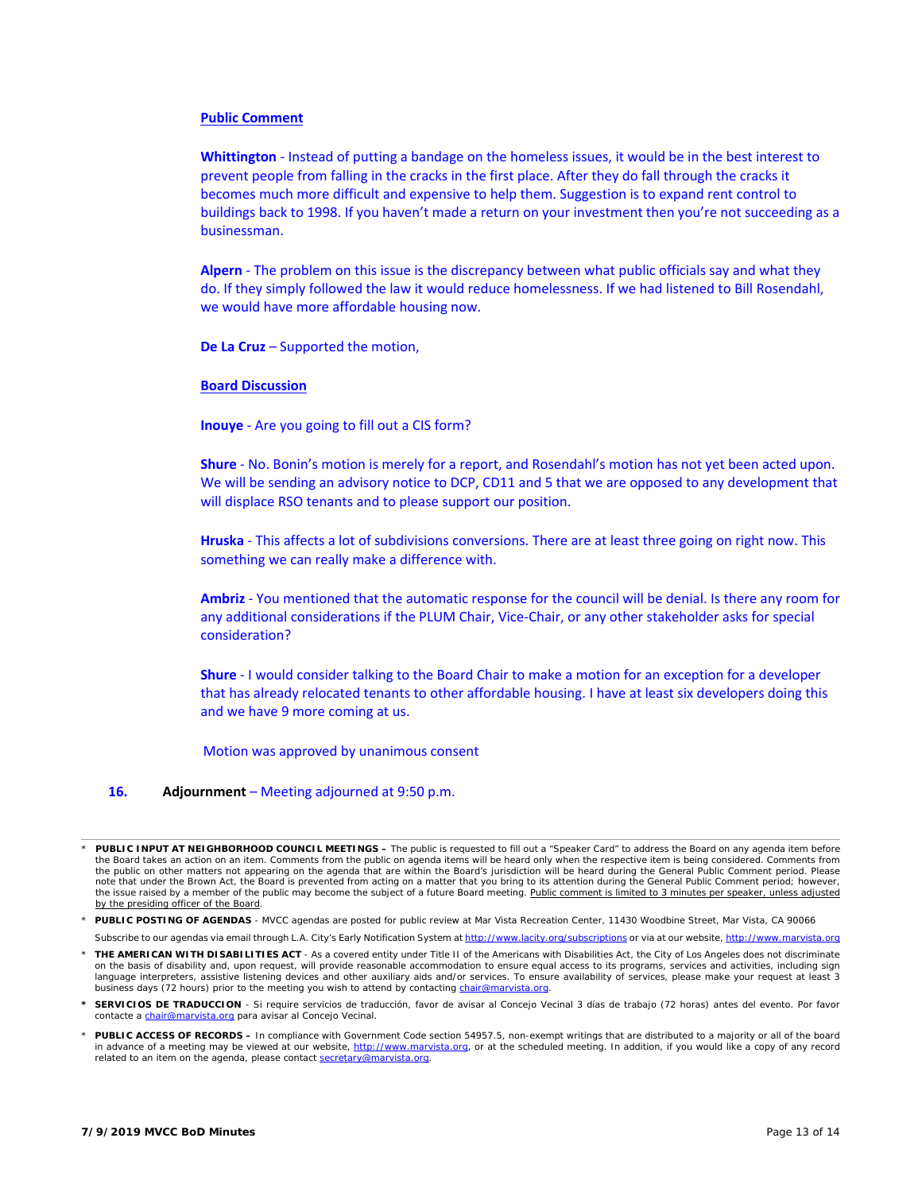**Public Comment**

**Whittington** - Instead of putting a bandage on the homeless issues, it would be in the best interest to prevent people from falling in the cracks in the first place. After they do fall through the cracks it becomes much more difficult and expensive to help them. Suggestion is to expand rent control to buildings back to 1998. If you haven't made a return on your investment then you're not succeeding as a businessman.

**Alpern** - The problem on this issue is the discrepancy between what public officials say and what they do. If they simply followed the law it would reduce homelessness. If we had listened to Bill Rosendahl, we would have more affordable housing now.

**De La Cruz** – Supported the motion,

**Board Discussion**

**Inouye** - Are you going to fill out a CIS form?

**Shure** - No. Bonin's motion is merely for a report, and Rosendahl's motion has not yet been acted upon. We will be sending an advisory notice to DCP, CD11 and 5 that we are opposed to any development that will displace RSO tenants and to please support our position.

**Hruska** - This affects a lot of subdivisions conversions. There are at least three going on right now. This something we can really make a difference with.

**Ambriz** - You mentioned that the automatic response for the council will be denial. Is there any room for any additional considerations if the PLUM Chair, Vice-Chair, or any other stakeholder asks for special consideration?

**Shure** - I would consider talking to the Board Chair to make a motion for an exception for a developer that has already relocated tenants to other affordable housing. I have at least six developers doing this and we have 9 more coming at us.

Motion was approved by unanimous consent

**16. Adjournment** – Meeting adjourned at 9:50 p.m.

---

* **PUBLIC INPUT AT NEIGHBORHOOD COUNCIL MEETINGS –** The public is requested to fill out a "Speaker Card" to address the Board on any agenda item before the Board takes an action on an item. Comments from the public on agenda items will be heard only when the respective item is being considered. Comments from the public on other matters not appearing on the agenda that are within the Board's jurisdiction will be heard during the General Public Comment period. Please note that under the Brown Act, the Board is prevented from acting on a matter that you bring to its attention during the General Public Comment period; however, the issue raised by a member of the public may become the subject of a future Board meeting. Public comment is limited to 3 minutes per speaker, unless adjusted by the presiding officer of the Board.

* **PUBLIC POSTING OF AGENDAS** - MVCC agendas are posted for public review at Mar Vista Recreation Center, 11430 Woodbine Street, Mar Vista, CA 90066

  Subscribe to our agendas via email through L.A. City's Early Notification System at http://www.lacity.org/subscriptions or via at our website, http://www.marvista.org

* **THE AMERICAN WITH DISABILITIES ACT** - As a covered entity under Title II of the Americans with Disabilities Act, the City of Los Angeles does not discriminate on the basis of disability and, upon request, will provide reasonable accommodation to ensure equal access to its programs, services and activities, including sign language interpreters, assistive listening devices and other auxiliary aids and/or services. To ensure availability of services, please make your request at least 3 business days (72 hours) prior to the meeting you wish to attend by contacting chair@marvista.org.

* **SERVICIOS DE TRADUCCION** - Si requiere servicios de traducción, favor de avisar al Concejo Vecinal 3 días de trabajo (72 horas) antes del evento. Por favor contacte a chair@marvista.org para avisar al Concejo Vecinal.

* **PUBLIC ACCESS OF RECORDS –** In compliance with Government Code section 54957.5, non-exempt writings that are distributed to a majority or all of the board in advance of a meeting may be viewed at our website, http://www.marvista.org, or at the scheduled meeting. In addition, if you would like a copy of any record related to an item on the agenda, please contact secretary@marvista.org.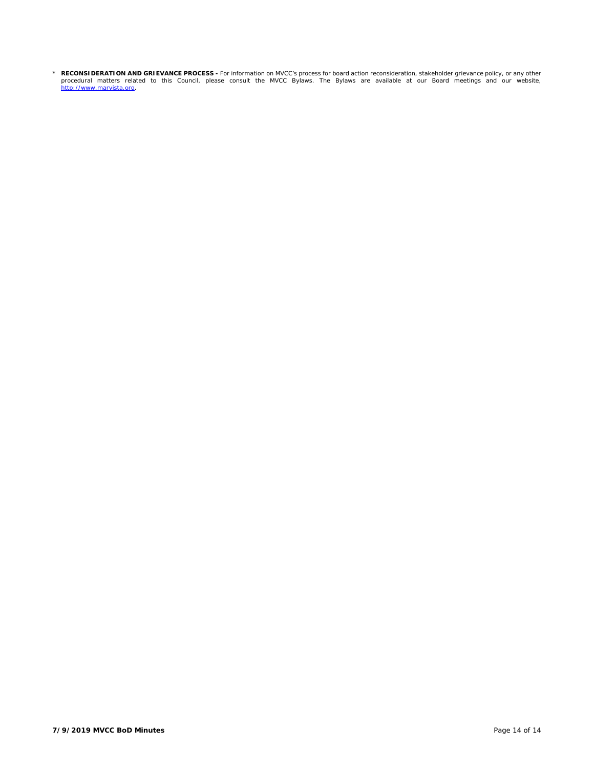* **RECONSIDERATION AND GRIEVANCE PROCESS -** For information on MVCC's process for board action reconsideration, stakeholder grievance policy, or any other procedural matters related to this Council, please consult the MVCC Bylaws. The Bylaws are available at our Board meetings and our website, [http://www.marvista.org](http://www.marvista.org).